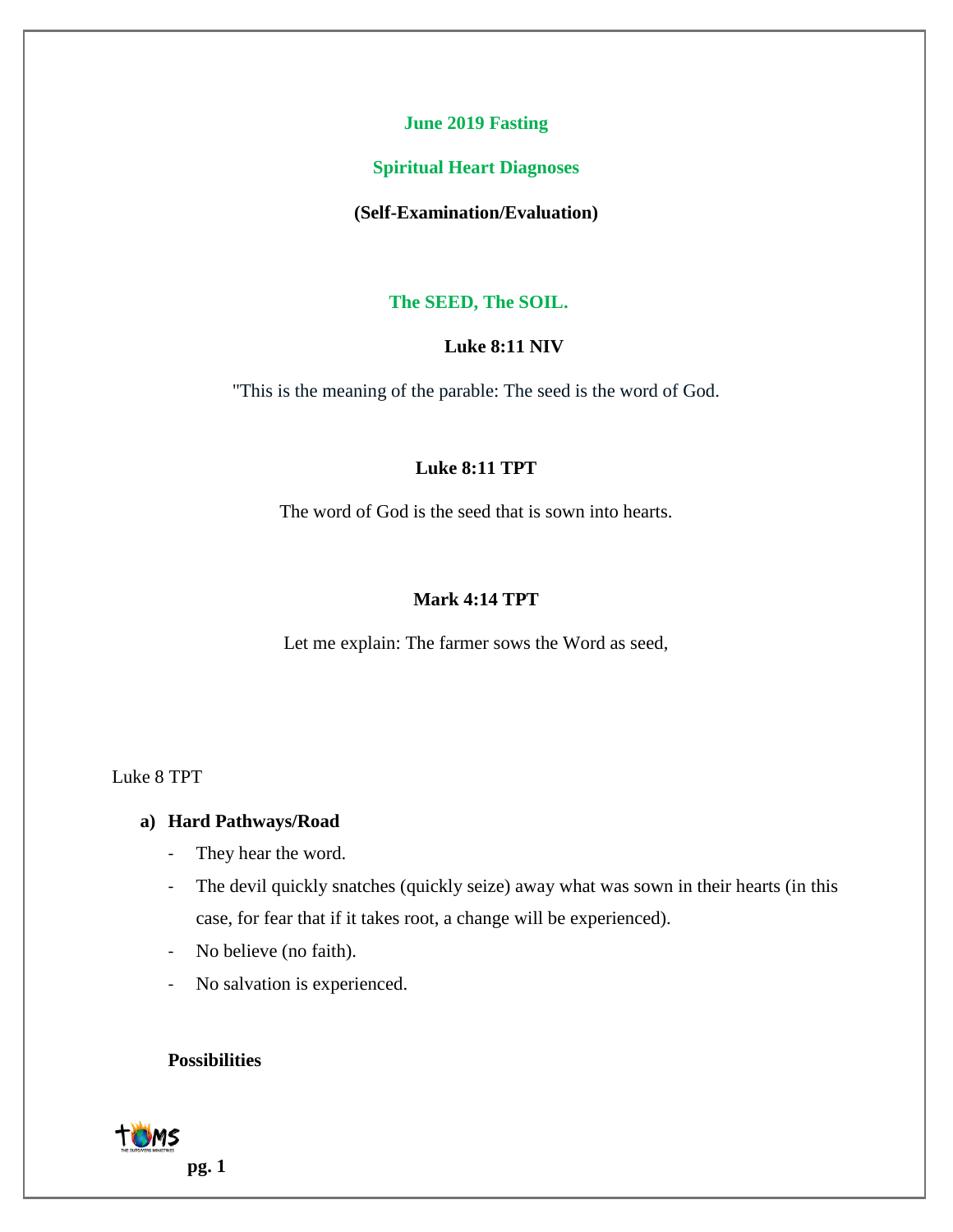# June 2019 Fasting

## Spiritual Heart Diagnoses

**(Self-Examination/Evaluation)**

## The SEED, The SOIL.

**Luke 8:11 NIV**

"This is the meaning of the parable: The seed is the word of God.

**Luke 8:11 TPT**

The word of God is the seed that is sown into hearts.

**Mark 4:14 TPT**

Let me explain: The farmer sows the Word as seed,

Luke 8 TPT

**a) Hard Pathways/Road**

- They hear the word.
- The devil quickly snatches (quickly seize) away what was sown in their hearts (in this case, for fear that if it takes root, a change will be experienced).
- No believe (no faith).
- No salvation is experienced.

**Possibilities**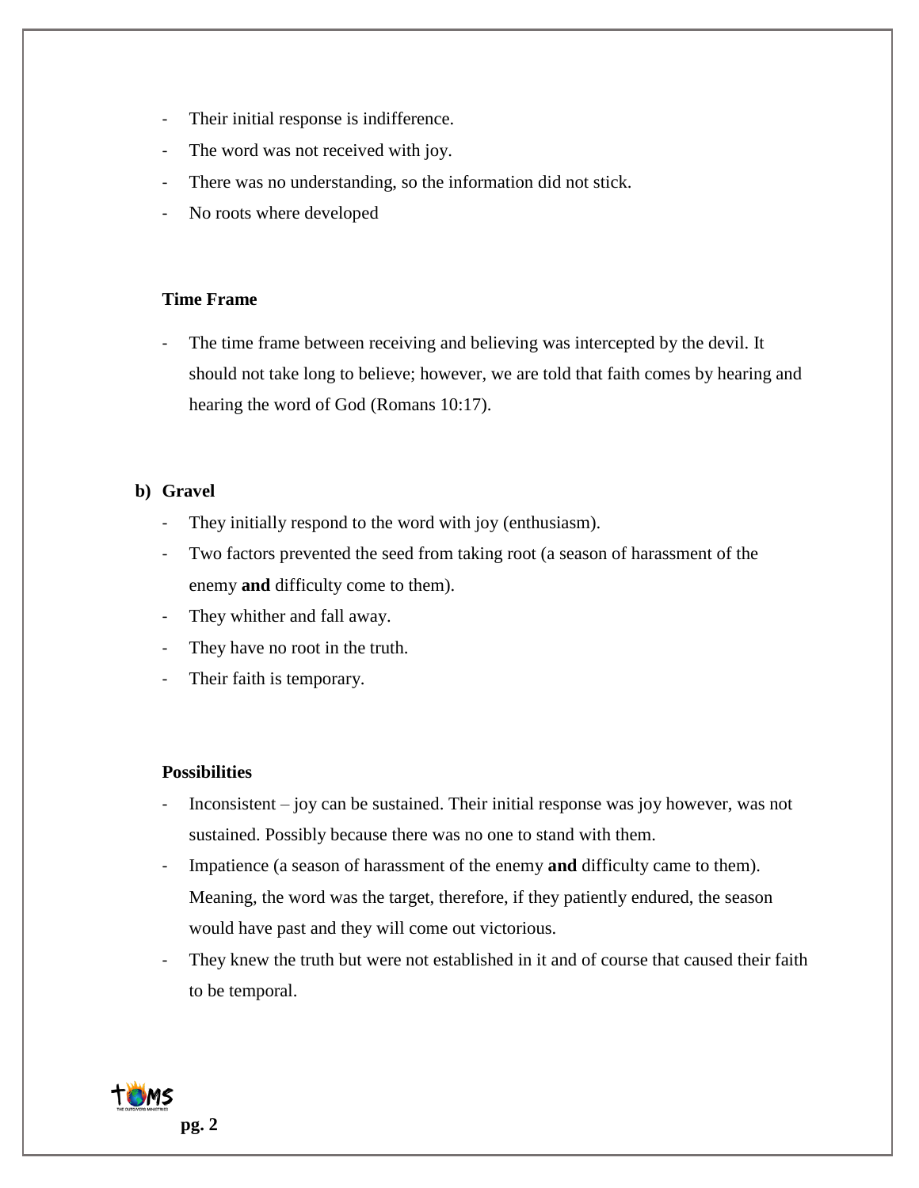- Their initial response is indifference.
- The word was not received with joy.
- There was no understanding, so the information did not stick.
- No roots where developed

**Time Frame**

- The time frame between receiving and believing was intercepted by the devil. It should not take long to believe; however, we are told that faith comes by hearing and hearing the word of God (Romans 10:17).

**b) Gravel**

- They initially respond to the word with joy (enthusiasm).
- Two factors prevented the seed from taking root (a season of harassment of the enemy **and** difficulty come to them).
- They whither and fall away.
- They have no root in the truth.
- Their faith is temporary.

**Possibilities**

- Inconsistent – joy can be sustained. Their initial response was joy however, was not sustained. Possibly because there was no one to stand with them.
- Impatience (a season of harassment of the enemy **and** difficulty came to them). Meaning, the word was the target, therefore, if they patiently endured, the season would have past and they will come out victorious.
- They knew the truth but were not established in it and of course that caused their faith to be temporal.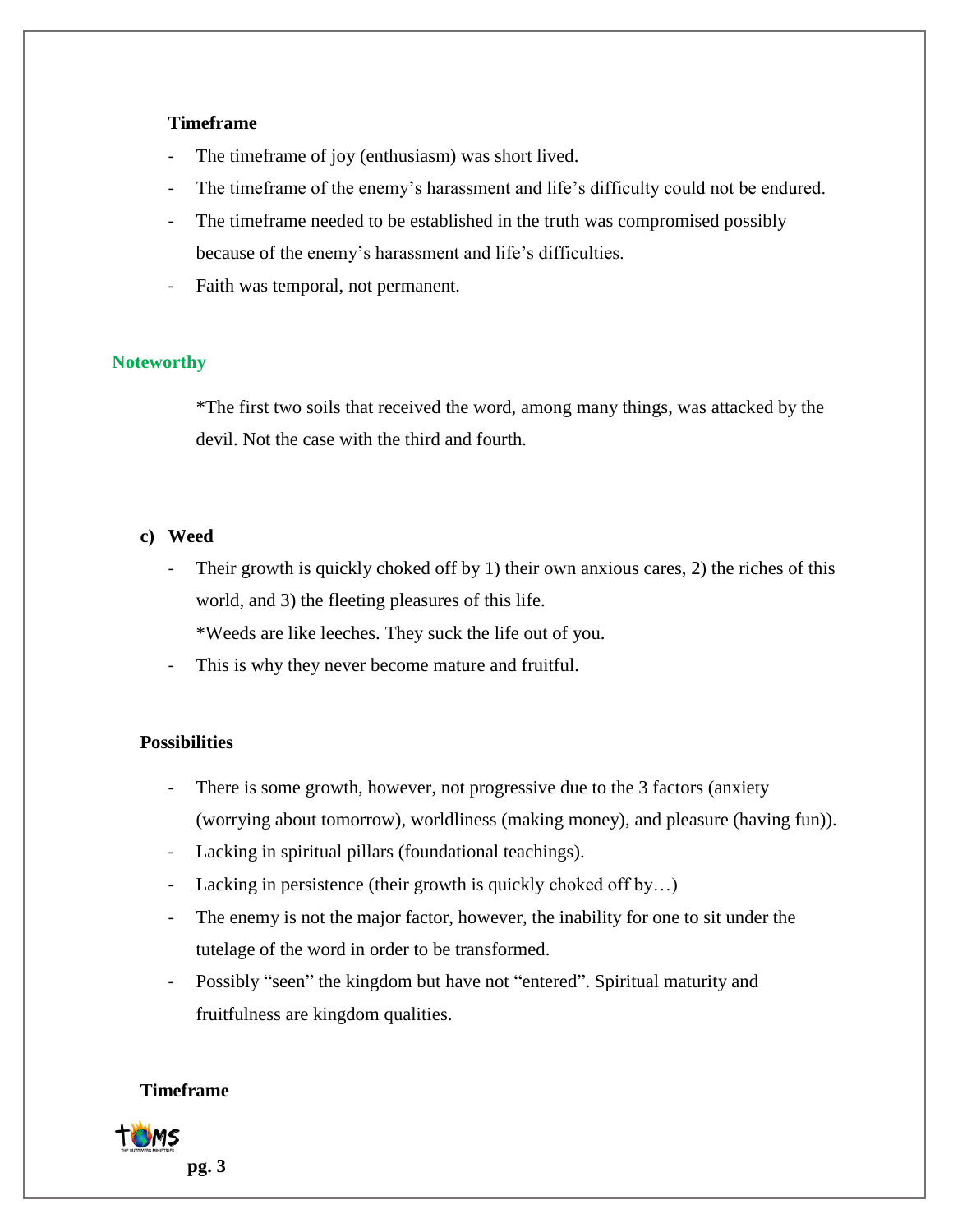**Timeframe**

- The timeframe of joy (enthusiasm) was short lived.
- The timeframe of the enemy's harassment and life's difficulty could not be endured.
- The timeframe needed to be established in the truth was compromised possibly because of the enemy's harassment and life's difficulties.
- Faith was temporal, not permanent.

**Noteworthy**

*The first two soils that received the word, among many things, was attacked by the devil. Not the case with the third and fourth.

**c) Weed**

- Their growth is quickly choked off by 1) their own anxious cares, 2) the riches of this world, and 3) the fleeting pleasures of this life.
  *Weeds are like leeches. They suck the life out of you.
- This is why they never become mature and fruitful.

**Possibilities**

- There is some growth, however, not progressive due to the 3 factors (anxiety (worrying about tomorrow), worldliness (making money), and pleasure (having fun)).
- Lacking in spiritual pillars (foundational teachings).
- Lacking in persistence (their growth is quickly choked off by…)
- The enemy is not the major factor, however, the inability for one to sit under the tutelage of the word in order to be transformed.
- Possibly "seen" the kingdom but have not "entered". Spiritual maturity and fruitfulness are kingdom qualities.

**Timeframe**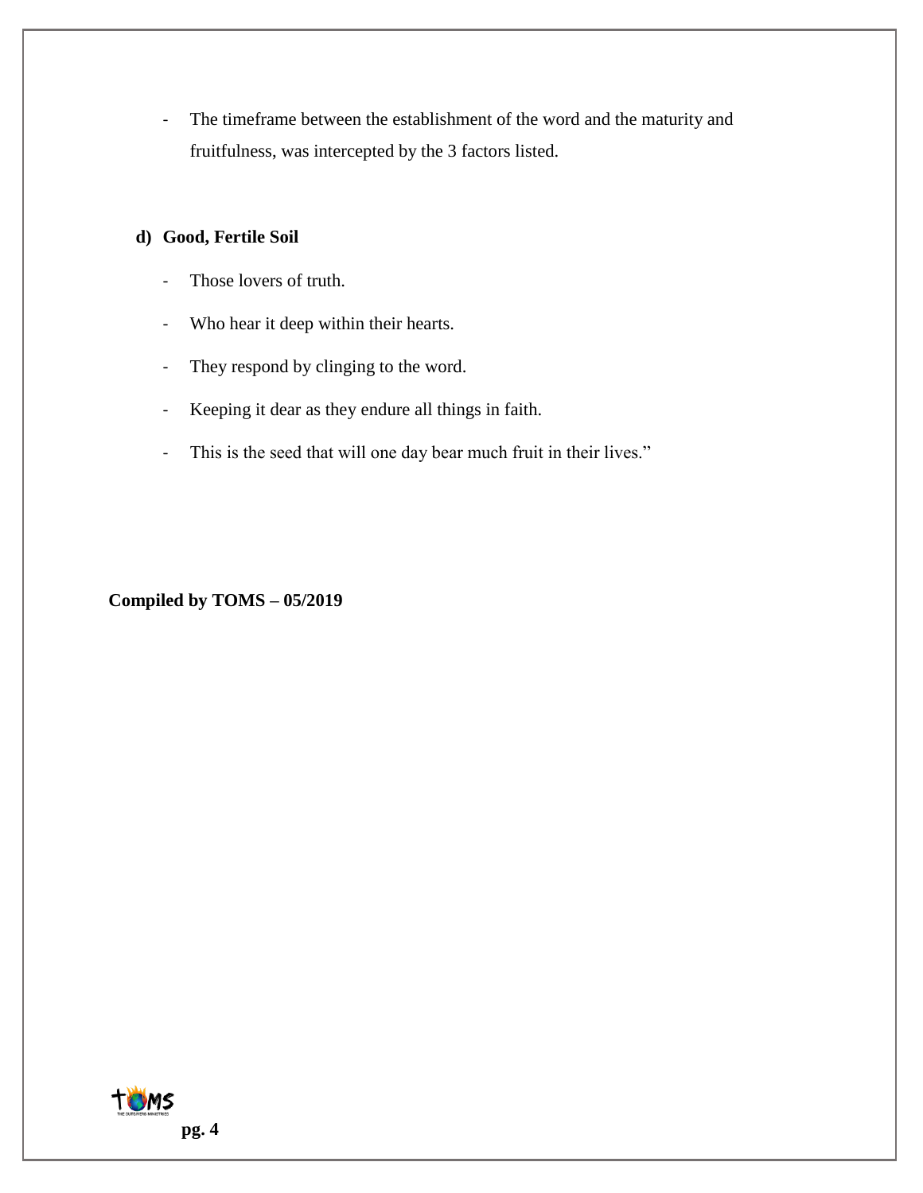- The timeframe between the establishment of the word and the maturity and fruitfulness, was intercepted by the 3 factors listed.

**d) Good, Fertile Soil**

- Those lovers of truth.
- Who hear it deep within their hearts.
- They respond by clinging to the word.
- Keeping it dear as they endure all things in faith.
- This is the seed that will one day bear much fruit in their lives."

**Compiled by TOMS – 05/2019**